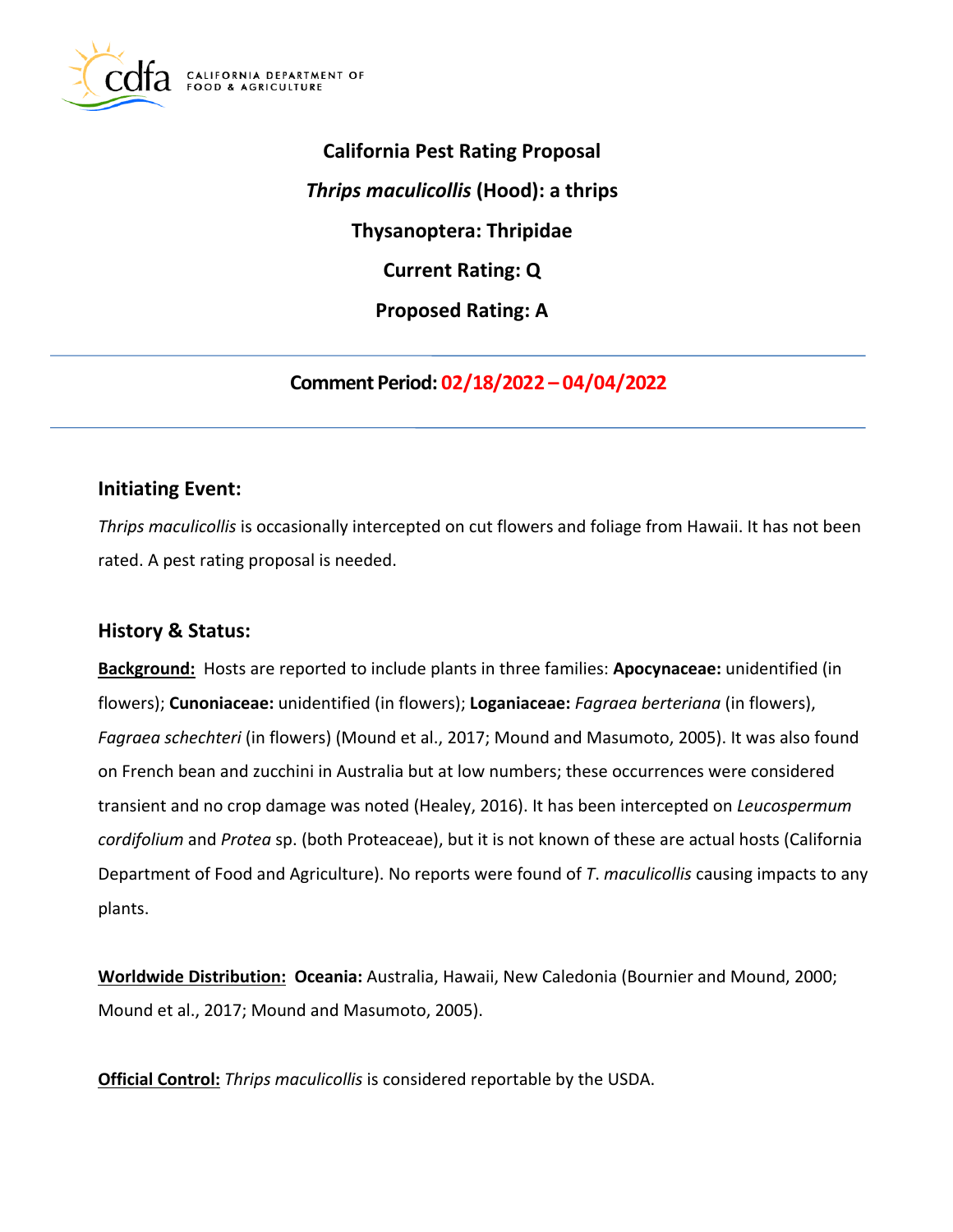**California Pest Rating Proposal**

***Thrips maculicollis* (Hood): a thrips**

**Thysanoptera: Thripidae**

**Current Rating: Q**

**Proposed Rating: A**

---

**Comment Period: 02/18/2022 – 04/04/2022**

---

## Initiating Event:

*Thrips maculicollis* is occasionally intercepted on cut flowers and foliage from Hawaii. It has not been rated. A pest rating proposal is needed.

## History & Status:

**Background:** Hosts are reported to include plants in three families: **Apocynaceae:** unidentified (in flowers); **Cunoniaceae:** unidentified (in flowers); **Loganiaceae:** *Fagraea berteriana* (in flowers), *Fagraea schechteri* (in flowers) (Mound et al., 2017; Mound and Masumoto, 2005). It was also found on French bean and zucchini in Australia but at low numbers; these occurrences were considered transient and no crop damage was noted (Healey, 2016). It has been intercepted on *Leucospermum cordifolium* and *Protea* sp. (both Proteaceae), but it is not known of these are actual hosts (California Department of Food and Agriculture). No reports were found of *T. maculicollis* causing impacts to any plants.

**Worldwide Distribution:** **Oceania:** Australia, Hawaii, New Caledonia (Bournier and Mound, 2000; Mound et al., 2017; Mound and Masumoto, 2005).

**Official Control:** *Thrips maculicollis* is considered reportable by the USDA.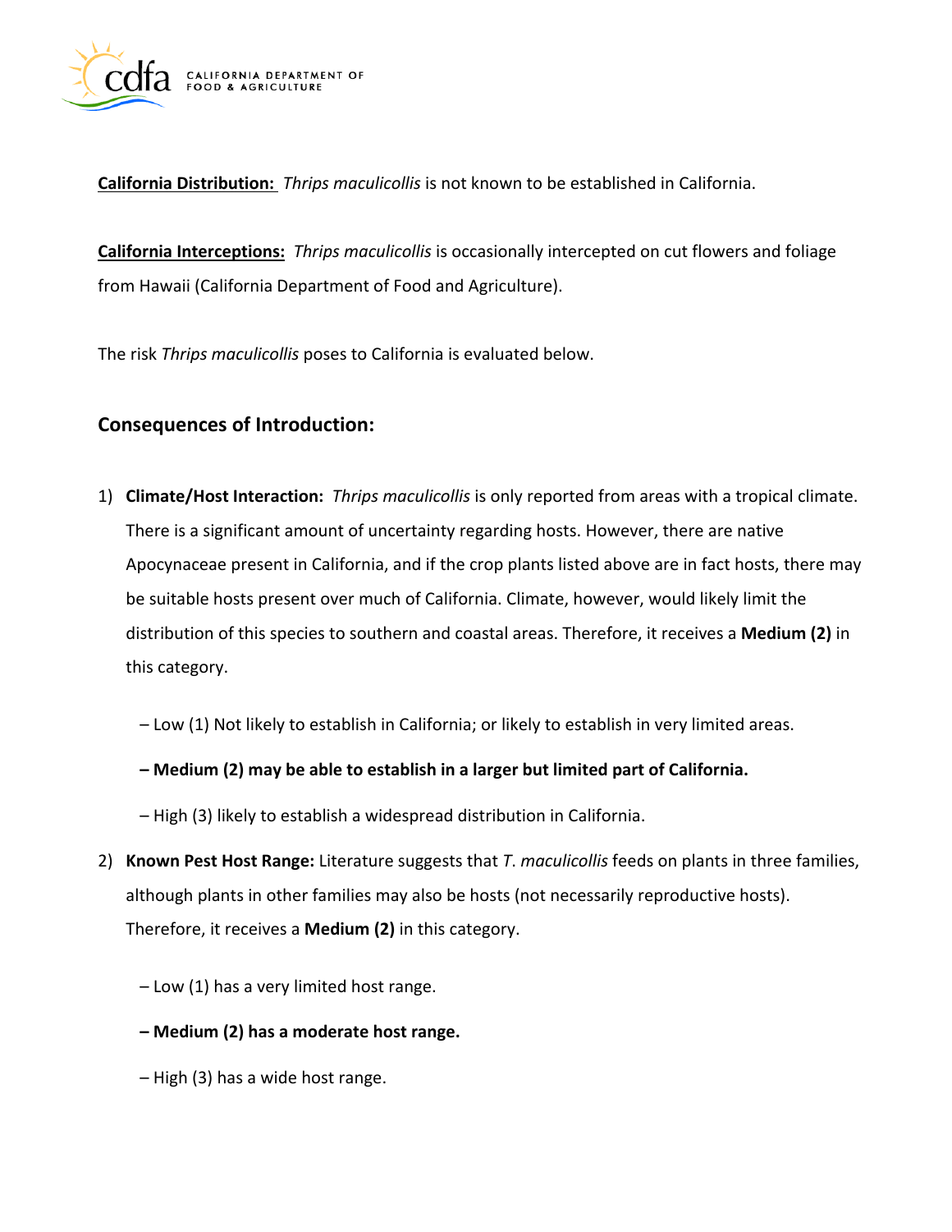**California Distribution:** *Thrips maculicollis* is not known to be established in California.

**California Interceptions:** *Thrips maculicollis* is occasionally intercepted on cut flowers and foliage from Hawaii (California Department of Food and Agriculture).

The risk *Thrips maculicollis* poses to California is evaluated below.

## Consequences of Introduction:

1) **Climate/Host Interaction:** *Thrips maculicollis* is only reported from areas with a tropical climate. There is a significant amount of uncertainty regarding hosts. However, there are native Apocynaceae present in California, and if the crop plants listed above are in fact hosts, there may be suitable hosts present over much of California. Climate, however, would likely limit the distribution of this species to southern and coastal areas. Therefore, it receives a **Medium (2)** in this category.

   – Low (1) Not likely to establish in California; or likely to establish in very limited areas.

   **– Medium (2) may be able to establish in a larger but limited part of California.**

   – High (3) likely to establish a widespread distribution in California.

2) **Known Pest Host Range:** Literature suggests that *T. maculicollis* feeds on plants in three families, although plants in other families may also be hosts (not necessarily reproductive hosts). Therefore, it receives a **Medium (2)** in this category.

   – Low (1) has a very limited host range.

   **– Medium (2) has a moderate host range.**

   – High (3) has a wide host range.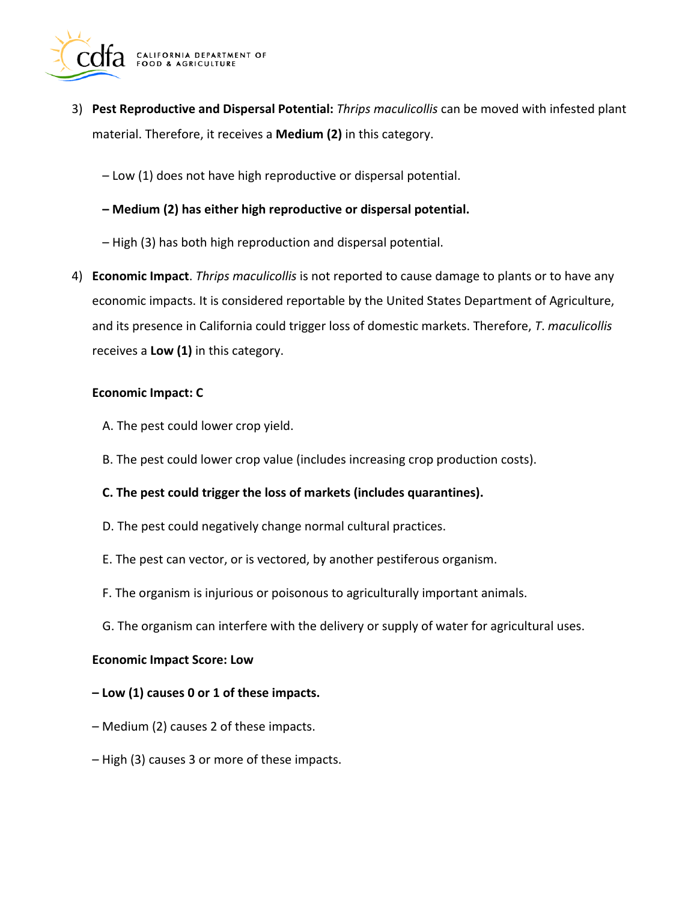3) **Pest Reproductive and Dispersal Potential:** *Thrips maculicollis* can be moved with infested plant material. Therefore, it receives a **Medium (2)** in this category.

   – Low (1) does not have high reproductive or dispersal potential.

   **– Medium (2) has either high reproductive or dispersal potential.**

   – High (3) has both high reproduction and dispersal potential.

4) **Economic Impact**. *Thrips maculicollis* is not reported to cause damage to plants or to have any economic impacts. It is considered reportable by the United States Department of Agriculture, and its presence in California could trigger loss of domestic markets. Therefore, *T. maculicollis* receives a **Low (1)** in this category.

   **Economic Impact: C**

   A. The pest could lower crop yield.

   B. The pest could lower crop value (includes increasing crop production costs).

   **C. The pest could trigger the loss of markets (includes quarantines).**

   D. The pest could negatively change normal cultural practices.

   E. The pest can vector, or is vectored, by another pestiferous organism.

   F. The organism is injurious or poisonous to agriculturally important animals.

   G. The organism can interfere with the delivery or supply of water for agricultural uses.

   **Economic Impact Score: Low**

   **– Low (1) causes 0 or 1 of these impacts.**

   – Medium (2) causes 2 of these impacts.

   – High (3) causes 3 or more of these impacts.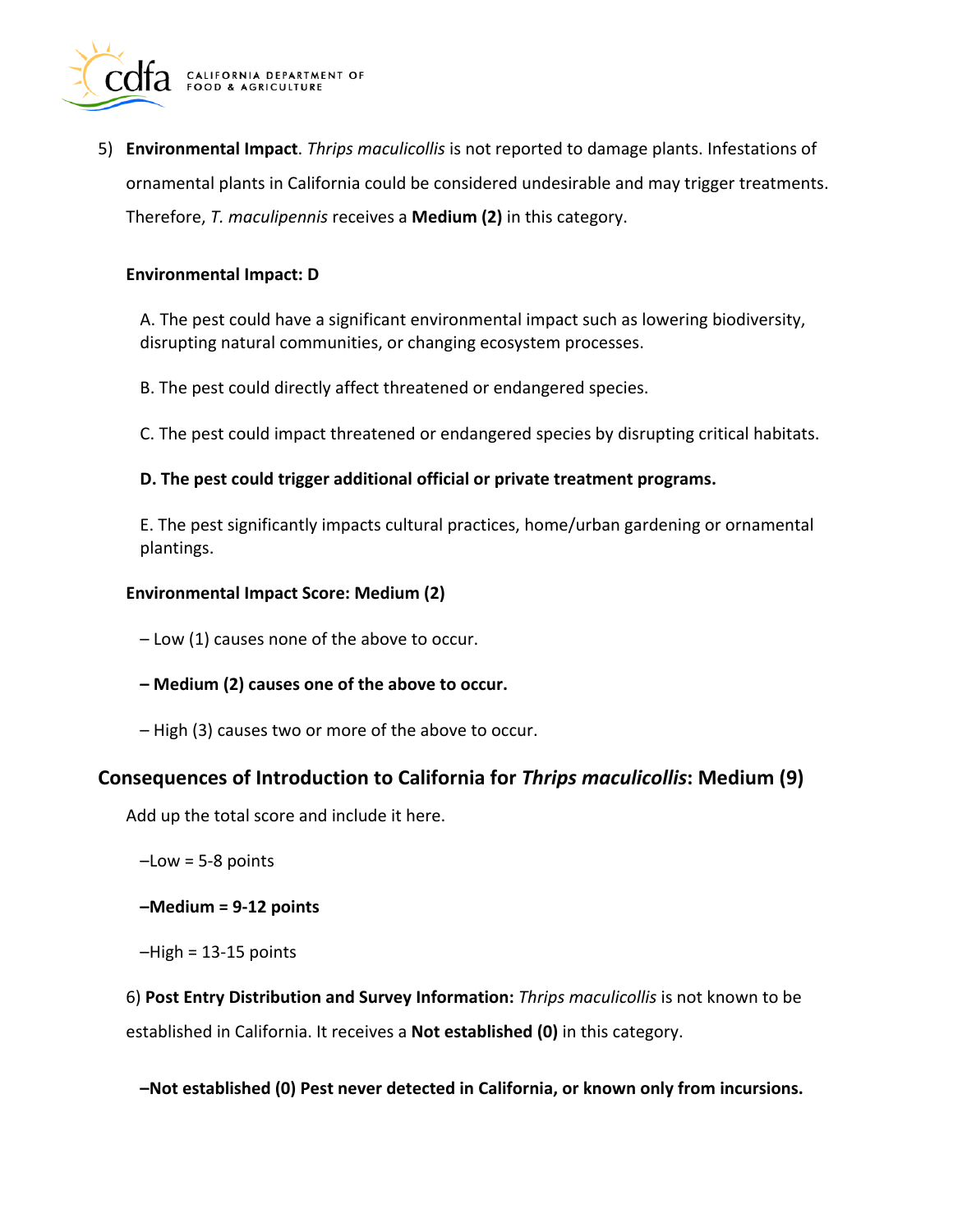5) **Environmental Impact**. *Thrips maculicollis* is not reported to damage plants. Infestations of ornamental plants in California could be considered undesirable and may trigger treatments. Therefore, *T. maculipennis* receives a **Medium (2)** in this category.

**Environmental Impact: D**

A. The pest could have a significant environmental impact such as lowering biodiversity, disrupting natural communities, or changing ecosystem processes.

B. The pest could directly affect threatened or endangered species.

C. The pest could impact threatened or endangered species by disrupting critical habitats.

**D. The pest could trigger additional official or private treatment programs.**

E. The pest significantly impacts cultural practices, home/urban gardening or ornamental plantings.

**Environmental Impact Score: Medium (2)**

– Low (1) causes none of the above to occur.

**– Medium (2) causes one of the above to occur.**

– High (3) causes two or more of the above to occur.

## Consequences of Introduction to California for *Thrips maculicollis*: Medium (9)

Add up the total score and include it here.

–Low = 5-8 points

**–Medium = 9-12 points**

–High = 13-15 points

6) **Post Entry Distribution and Survey Information:** *Thrips maculicollis* is not known to be established in California. It receives a **Not established (0)** in this category.

**–Not established (0) Pest never detected in California, or known only from incursions.**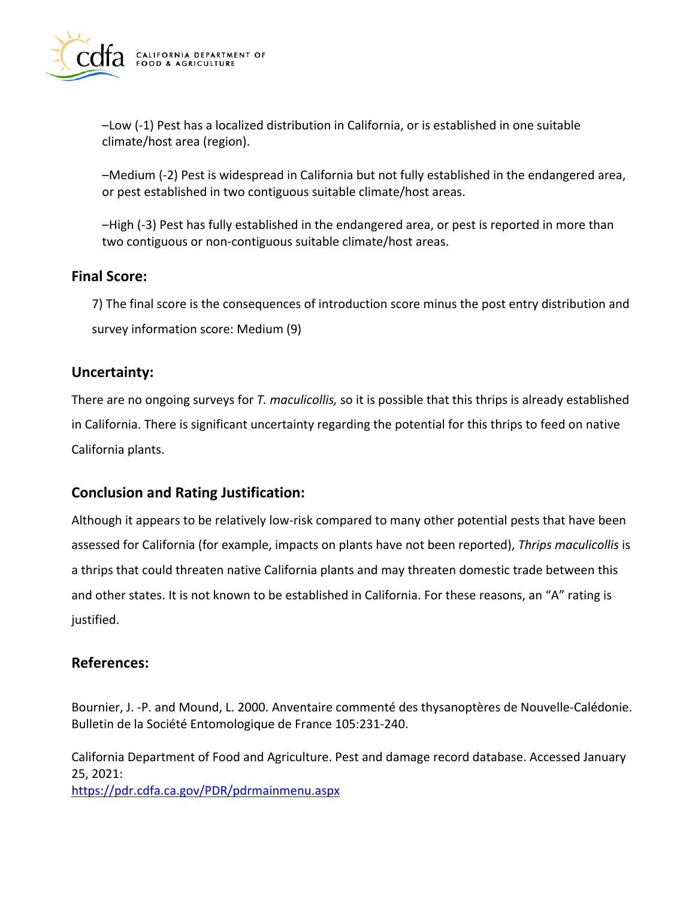–Low (-1) Pest has a localized distribution in California, or is established in one suitable climate/host area (region).

–Medium (-2) Pest is widespread in California but not fully established in the endangered area, or pest established in two contiguous suitable climate/host areas.

–High (-3) Pest has fully established in the endangered area, or pest is reported in more than two contiguous or non-contiguous suitable climate/host areas.

## Final Score:

7) The final score is the consequences of introduction score minus the post entry distribution and survey information score: Medium (9)

## Uncertainty:

There are no ongoing surveys for *T. maculicollis,* so it is possible that this thrips is already established in California. There is significant uncertainty regarding the potential for this thrips to feed on native California plants.

## Conclusion and Rating Justification:

Although it appears to be relatively low-risk compared to many other potential pests that have been assessed for California (for example, impacts on plants have not been reported), *Thrips maculicollis* is a thrips that could threaten native California plants and may threaten domestic trade between this and other states. It is not known to be established in California. For these reasons, an "A" rating is justified.

## References:

Bournier, J. -P. and Mound, L. 2000. Anventaire commenté des thysanoptères de Nouvelle-Calédonie. Bulletin de la Société Entomologique de France 105:231-240.

California Department of Food and Agriculture. Pest and damage record database. Accessed January 25, 2021:
https://pdr.cdfa.ca.gov/PDR/pdrmainmenu.aspx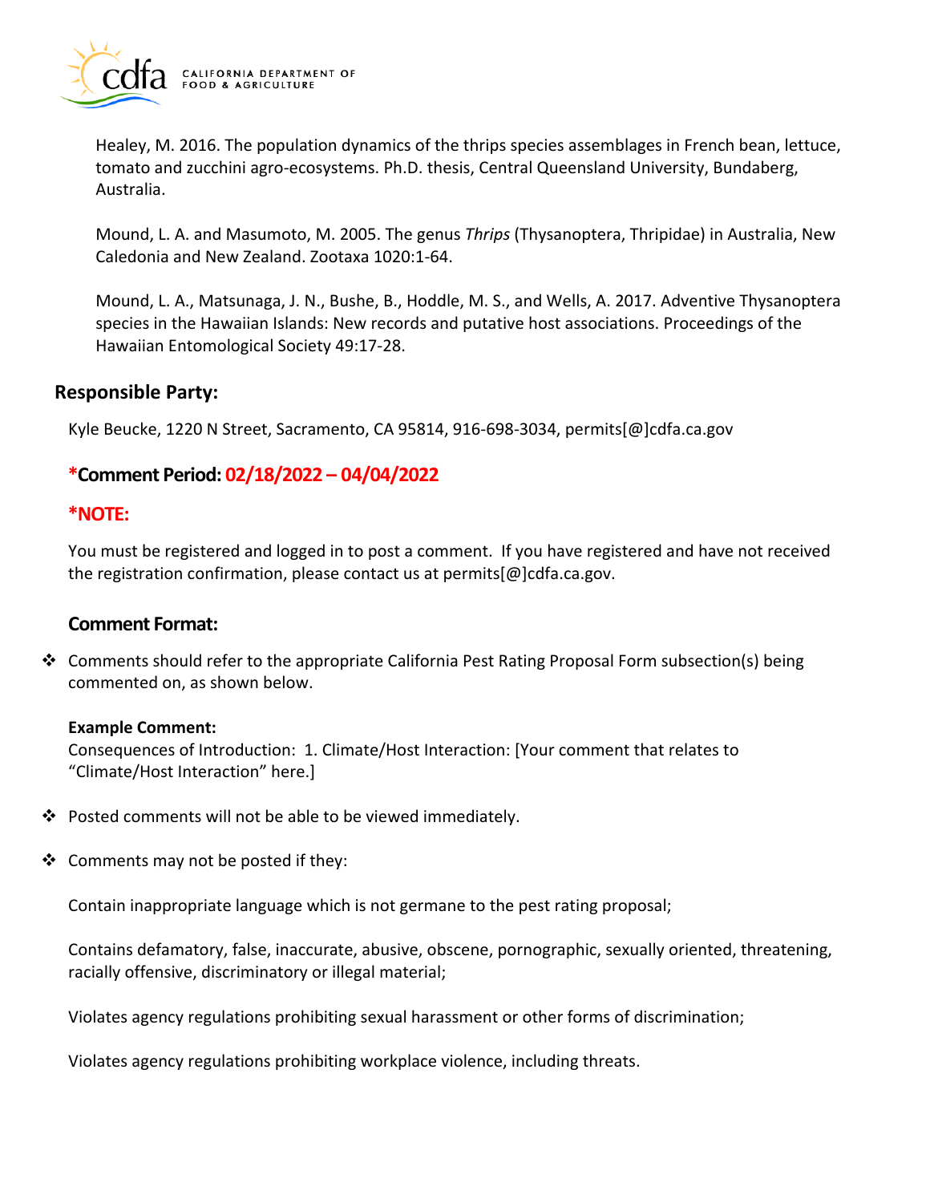Healey, M. 2016. The population dynamics of the thrips species assemblages in French bean, lettuce, tomato and zucchini agro-ecosystems. Ph.D. thesis, Central Queensland University, Bundaberg, Australia.

Mound, L. A. and Masumoto, M. 2005. The genus *Thrips* (Thysanoptera, Thripidae) in Australia, New Caledonia and New Zealand. Zootaxa 1020:1-64.

Mound, L. A., Matsunaga, J. N., Bushe, B., Hoddle, M. S., and Wells, A. 2017. Adventive Thysanoptera species in the Hawaiian Islands: New records and putative host associations. Proceedings of the Hawaiian Entomological Society 49:17-28.

## Responsible Party:

Kyle Beucke, 1220 N Street, Sacramento, CA 95814, 916-698-3034, permits[@]cdfa.ca.gov

## *Comment Period: 02/18/2022 – 04/04/2022

## *NOTE:

You must be registered and logged in to post a comment. If you have registered and have not received the registration confirmation, please contact us at permits[@]cdfa.ca.gov.

### Comment Format:

- Comments should refer to the appropriate California Pest Rating Proposal Form subsection(s) being commented on, as shown below.

  **Example Comment:**
  Consequences of Introduction: 1. Climate/Host Interaction: [Your comment that relates to "Climate/Host Interaction" here.]

- Posted comments will not be able to be viewed immediately.

- Comments may not be posted if they:

  Contain inappropriate language which is not germane to the pest rating proposal;

  Contains defamatory, false, inaccurate, abusive, obscene, pornographic, sexually oriented, threatening, racially offensive, discriminatory or illegal material;

  Violates agency regulations prohibiting sexual harassment or other forms of discrimination;

  Violates agency regulations prohibiting workplace violence, including threats.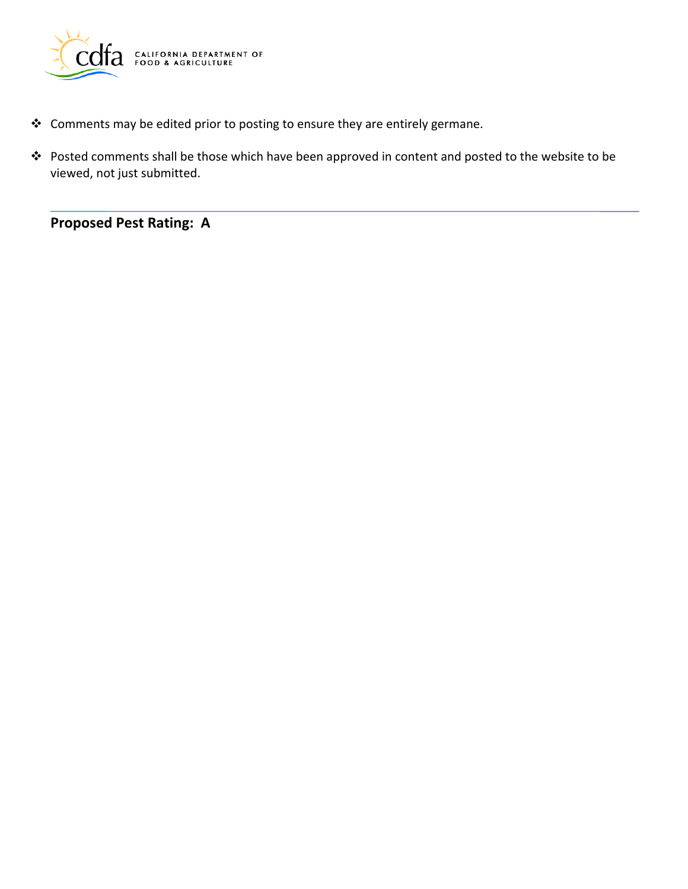- Comments may be edited prior to posting to ensure they are entirely germane.
- Posted comments shall be those which have been approved in content and posted to the website to be viewed, not just submitted.

---

**Proposed Pest Rating: A**